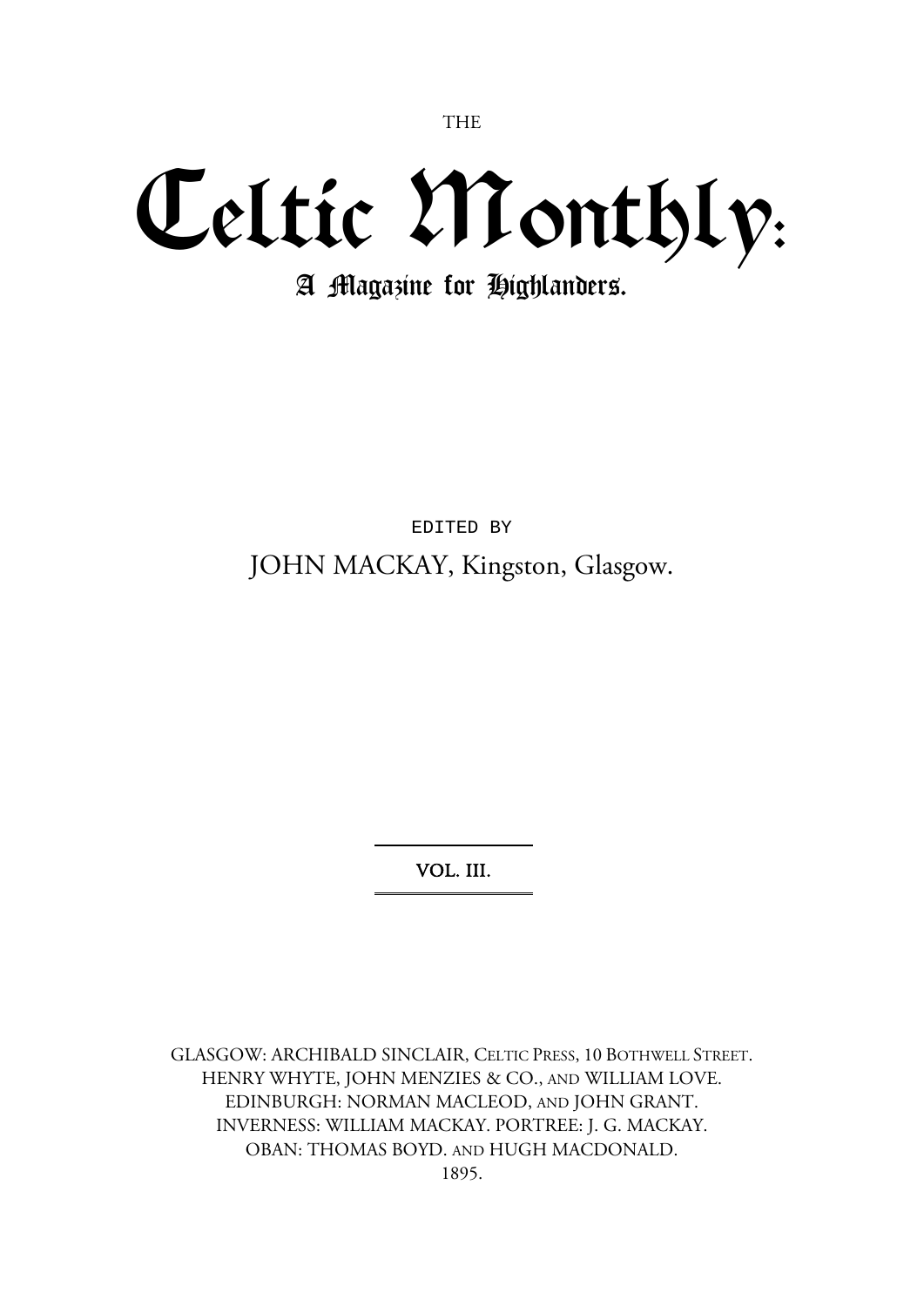THE

# Celtic Monthly:

## A Magazine for Highlanders.

EDITED BY

JOHN MACKAY, Kingston, Glasgow.

---

VOL. III.

---

GLASGOW: ARCHIBALD SINCLAIR, CELTIC PRESS, 10 BOTHWELL STREET.
HENRY WHYTE, JOHN MENZIES & CO., AND WILLIAM LOVE.
EDINBURGH: NORMAN MACLEOD, AND JOHN GRANT.
INVERNESS: WILLIAM MACKAY. PORTREE: J. G. MACKAY.
OBAN: THOMAS BOYD. AND HUGH MACDONALD.
1895.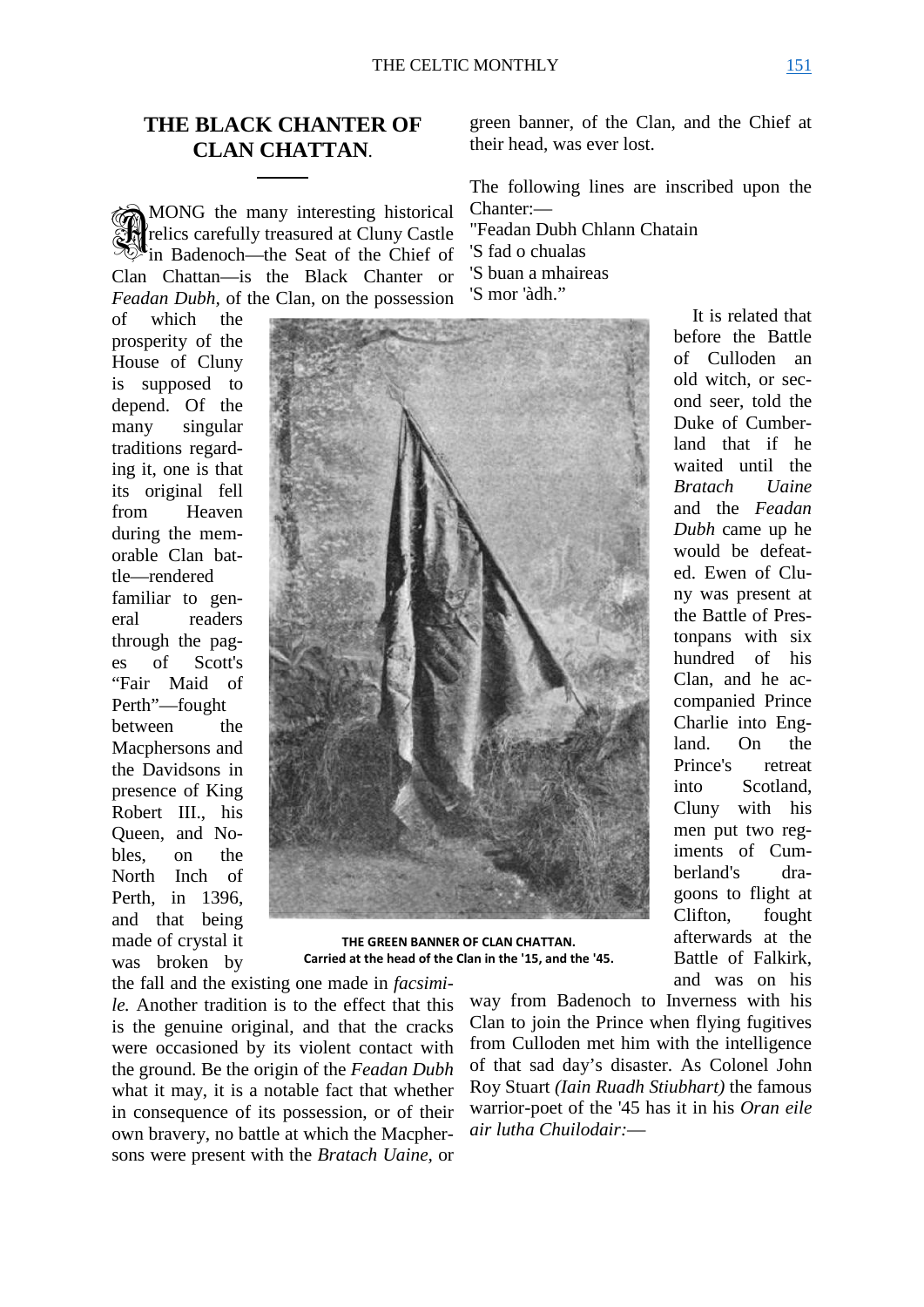## THE BLACK CHANTER OF CLAN CHATTAN.

AMONG the many interesting historical relics carefully treasured at Cluny Castle in Badenoch—the Seat of the Chief of Clan Chattan—is the Black Chanter or *Feadan Dubh*, of the Clan, on the possession of which the prosperity of the House of Cluny is supposed to depend. Of the many singular traditions regarding it, one is that its original fell from Heaven during the memorable Clan battle—rendered familiar to general readers through the pages of Scott's "Fair Maid of Perth"—fought between the Macphersons and the Davidsons in presence of King Robert III., his Queen, and Nobles, on the North Inch of Perth, in 1396, and that being made of crystal it was broken by the fall and the existing one made in *facsimile.* Another tradition is to the effect that this is the genuine original, and that the cracks were occasioned by its violent contact with the ground. Be the origin of the *Feadan Dubh* what it may, it is a notable fact that whether in consequence of its possession, or of their own bravery, no battle at which the Macphersons were present with the *Bratach Uaine,* or green banner, of the Clan, and the Chief at their head, was ever lost.

**THE GREEN BANNER OF CLAN CHATTAN.**
**Carried at the head of the Clan in the '15, and the '45.**

The following lines are inscribed upon the Chanter:—

"Feadan Dubh Chlann Chatain
'S fad o chualas
'S buan a mhaireas
'S mor 'àdh."

It is related that before the Battle of Culloden an old witch, or second seer, told the Duke of Cumberland that if he waited until the *Bratach Uaine* and the *Feadan Dubh* came up he would be defeated. Ewen of Cluny was present at the Battle of Prestonpans with six hundred of his Clan, and he accompanied Prince Charlie into England. On the Prince's retreat into Scotland, Cluny with his men put two regiments of Cumberland's dragoons to flight at Clifton, fought afterwards at the Battle of Falkirk, and was on his way from Badenoch to Inverness with his Clan to join the Prince when flying fugitives from Culloden met him with the intelligence of that sad day's disaster. As Colonel John Roy Stuart *(Iain Ruadh Stiubhart)* the famous warrior-poet of the '45 has it in his *Oran eile air lutha Chuilodair:*—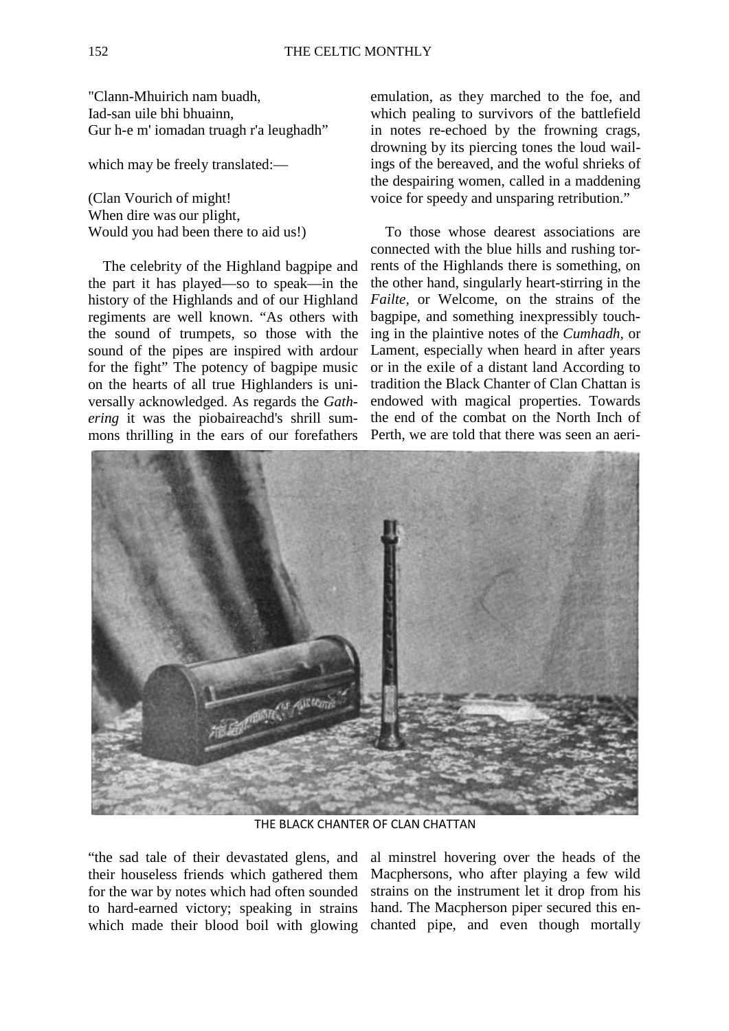"Clann-Mhuirich nam buadh,
Iad-san uile bhi bhuainn,
Gur h-e m' iomadan truagh r'a leughadh"

which may be freely translated:—

(Clan Vourich of might!
When dire was our plight,
Would you had been there to aid us!)

The celebrity of the Highland bagpipe and the part it has played—so to speak—in the history of the Highlands and of our Highland regiments are well known. "As others with the sound of trumpets, so those with the sound of the pipes are inspired with ardour for the fight" The potency of bagpipe music on the hearts of all true Highlanders is universally acknowledged. As regards the *Gathering* it was the piobaireachd's shrill summons thrilling in the ears of our forefathers "the sad tale of their devastated glens, and their houseless friends which gathered them for the war by notes which had often sounded to hard-earned victory; speaking in strains which made their blood boil with glowing emulation, as they marched to the foe, and which pealing to survivors of the battlefield in notes re-echoed by the frowning crags, drowning by its piercing tones the loud wailings of the bereaved, and the woful shrieks of the despairing women, called in a maddening voice for speedy and unsparing retribution."

To those whose dearest associations are connected with the blue hills and rushing torrents of the Highlands there is something, on the other hand, singularly heart-stirring in the *Failte,* or Welcome, on the strains of the bagpipe, and something inexpressibly touching in the plaintive notes of the *Cumhadh,* or Lament, especially when heard in after years or in the exile of a distant land According to tradition the Black Chanter of Clan Chattan is endowed with magical properties. Towards the end of the combat on the North Inch of Perth, we are told that there was seen an aerial minstrel hovering over the heads of the Macphersons, who after playing a few wild strains on the instrument let it drop from his hand. The Macpherson piper secured this enchanted pipe, and even though mortally

THE BLACK CHANTER OF CLAN CHATTAN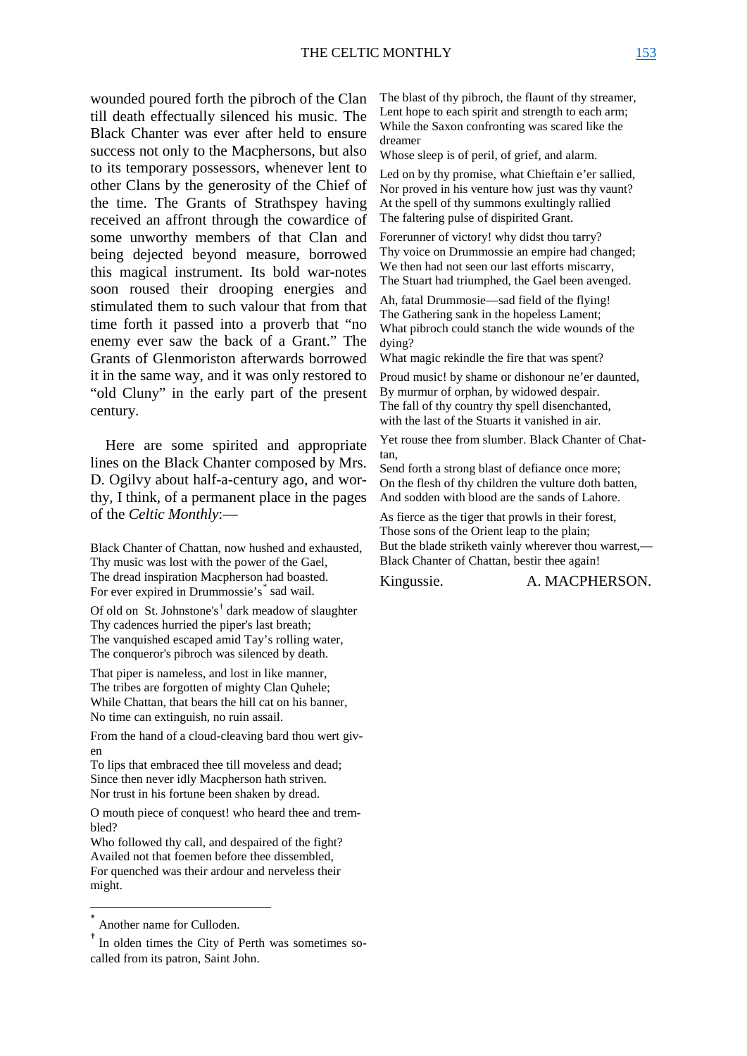wounded poured forth the pibroch of the Clan till death effectually silenced his music. The Black Chanter was ever after held to ensure success not only to the Macphersons, but also to its temporary possessors, whenever lent to other Clans by the generosity of the Chief of the time. The Grants of Strathspey having received an affront through the cowardice of some unworthy members of that Clan and being dejected beyond measure, borrowed this magical instrument. Its bold war-notes soon roused their drooping energies and stimulated them to such valour that from that time forth it passed into a proverb that "no enemy ever saw the back of a Grant." The Grants of Glenmoriston afterwards borrowed it in the same way, and it was only restored to "old Cluny" in the early part of the present century.

Here are some spirited and appropriate lines on the Black Chanter composed by Mrs. D. Ogilvy about half-a-century ago, and worthy, I think, of a permanent place in the pages of the *Celtic Monthly*:—

Black Chanter of Chattan, now hushed and exhausted,
Thy music was lost with the power of the Gael,
The dread inspiration Macpherson had boasted.
For ever expired in Drummossie's[*] sad wail.

Of old on St. Johnstone's[†] dark meadow of slaughter
Thy cadences hurried the piper's last breath;
The vanquished escaped amid Tay's rolling water,
The conqueror's pibroch was silenced by death.

That piper is nameless, and lost in like manner,
The tribes are forgotten of mighty Clan Quhele;
While Chattan, that bears the hill cat on his banner,
No time can extinguish, no ruin assail.

From the hand of a cloud-cleaving bard thou wert given
To lips that embraced thee till moveless and dead;
Since then never idly Macpherson hath striven.
Nor trust in his fortune been shaken by dread.

O mouth piece of conquest! who heard thee and trembled?
Who followed thy call, and despaired of the fight?
Availed not that foemen before thee dissembled,
For quenched was their ardour and nerveless their might.

The blast of thy pibroch, the flaunt of thy streamer,
Lent hope to each spirit and strength to each arm;
While the Saxon confronting was scared like the dreamer
Whose sleep is of peril, of grief, and alarm.

Led on by thy promise, what Chieftain e'er sallied,
Nor proved in his venture how just was thy vaunt?
At the spell of thy summons exultingly rallied
The faltering pulse of dispirited Grant.

Forerunner of victory! why didst thou tarry?
Thy voice on Drummossie an empire had changed;
We then had not seen our last efforts miscarry,
The Stuart had triumphed, the Gael been avenged.

Ah, fatal Drummosie—sad field of the flying!
The Gathering sank in the hopeless Lament;
What pibroch could stanch the wide wounds of the dying?
What magic rekindle the fire that was spent?

Proud music! by shame or dishonour ne'er daunted,
By murmur of orphan, by widowed despair.
The fall of thy country thy spell disenchanted,
with the last of the Stuarts it vanished in air.

Yet rouse thee from slumber. Black Chanter of Chattan,
Send forth a strong blast of defiance once more;
On the flesh of thy children the vulture doth batten,
And sodden with blood are the sands of Lahore.

As fierce as the tiger that prowls in their forest,
Those sons of the Orient leap to the plain;
But the blade striketh vainly wherever thou warrest,—
Black Chanter of Chattan, bestir thee again!

Kingussie. A. MACPHERSON.

---

[*] Another name for Culloden.

[†] In olden times the City of Perth was sometimes so-called from its patron, Saint John.